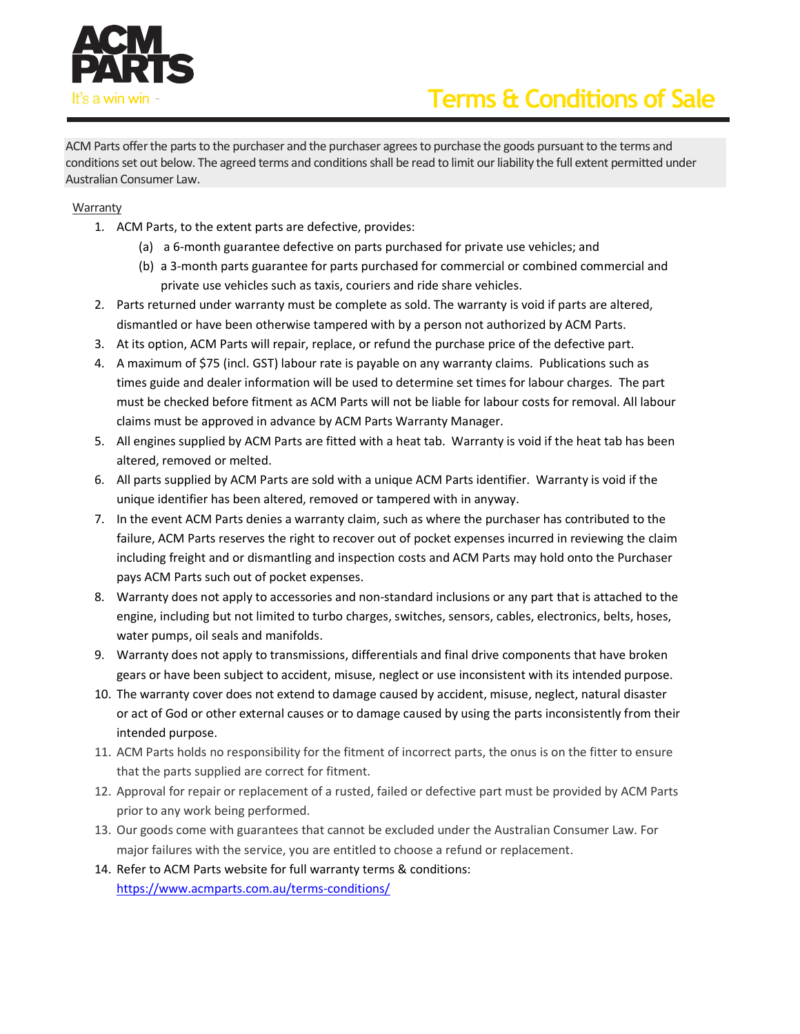ACM PARTS

It's a win win -

# Terms & Conditions of Sale

ACM Parts offer the parts to the purchaser and the purchaser agrees to purchase the goods pursuant to the terms and conditions set out below. The agreed terms and conditions shall be read to limit our liability the full extent permitted under Australian Consumer Law.

Warranty

1. ACM Parts, to the extent parts are defective, provides:
   (a) a 6-month guarantee defective on parts purchased for private use vehicles; and
   (b) a 3-month parts guarantee for parts purchased for commercial or combined commercial and private use vehicles such as taxis, couriers and ride share vehicles.
2. Parts returned under warranty must be complete as sold. The warranty is void if parts are altered, dismantled or have been otherwise tampered with by a person not authorized by ACM Parts.
3. At its option, ACM Parts will repair, replace, or refund the purchase price of the defective part.
4. A maximum of $75 (incl. GST) labour rate is payable on any warranty claims. Publications such as times guide and dealer information will be used to determine set times for labour charges. The part must be checked before fitment as ACM Parts will not be liable for labour costs for removal. All labour claims must be approved in advance by ACM Parts Warranty Manager.
5. All engines supplied by ACM Parts are fitted with a heat tab. Warranty is void if the heat tab has been altered, removed or melted.
6. All parts supplied by ACM Parts are sold with a unique ACM Parts identifier. Warranty is void if the unique identifier has been altered, removed or tampered with in anyway.
7. In the event ACM Parts denies a warranty claim, such as where the purchaser has contributed to the failure, ACM Parts reserves the right to recover out of pocket expenses incurred in reviewing the claim including freight and or dismantling and inspection costs and ACM Parts may hold onto the Purchaser pays ACM Parts such out of pocket expenses.
8. Warranty does not apply to accessories and non-standard inclusions or any part that is attached to the engine, including but not limited to turbo charges, switches, sensors, cables, electronics, belts, hoses, water pumps, oil seals and manifolds.
9. Warranty does not apply to transmissions, differentials and final drive components that have broken gears or have been subject to accident, misuse, neglect or use inconsistent with its intended purpose.
10. The warranty cover does not extend to damage caused by accident, misuse, neglect, natural disaster or act of God or other external causes or to damage caused by using the parts inconsistently from their intended purpose.
11. ACM Parts holds no responsibility for the fitment of incorrect parts, the onus is on the fitter to ensure that the parts supplied are correct for fitment.
12. Approval for repair or replacement of a rusted, failed or defective part must be provided by ACM Parts prior to any work being performed.
13. Our goods come with guarantees that cannot be excluded under the Australian Consumer Law. For major failures with the service, you are entitled to choose a refund or replacement.
14. Refer to ACM Parts website for full warranty terms & conditions: https://www.acmparts.com.au/terms-conditions/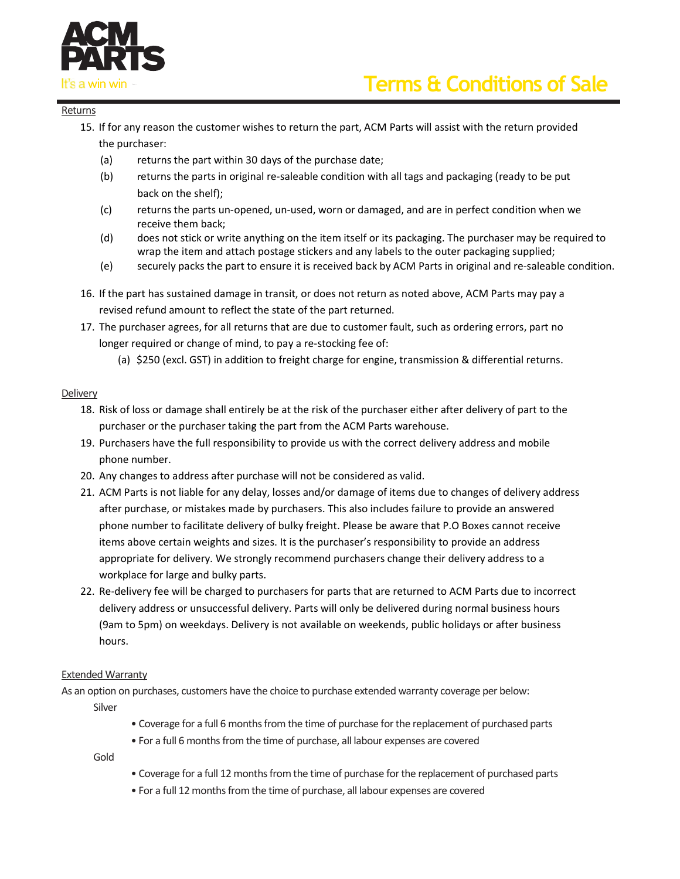# Terms & Conditions of Sale

## Returns

15. If for any reason the customer wishes to return the part, ACM Parts will assist with the return provided the purchaser:
    (a) returns the part within 30 days of the purchase date;
    (b) returns the parts in original re-saleable condition with all tags and packaging (ready to be put back on the shelf);
    (c) returns the parts un-opened, un-used, worn or damaged, and are in perfect condition when we receive them back;
    (d) does not stick or write anything on the item itself or its packaging. The purchaser may be required to wrap the item and attach postage stickers and any labels to the outer packaging supplied;
    (e) securely packs the part to ensure it is received back by ACM Parts in original and re-saleable condition.
16. If the part has sustained damage in transit, or does not return as noted above, ACM Parts may pay a revised refund amount to reflect the state of the part returned.
17. The purchaser agrees, for all returns that are due to customer fault, such as ordering errors, part no longer required or change of mind, to pay a re-stocking fee of:
    (a) $250 (excl. GST) in addition to freight charge for engine, transmission & differential returns.

## Delivery

18. Risk of loss or damage shall entirely be at the risk of the purchaser either after delivery of part to the purchaser or the purchaser taking the part from the ACM Parts warehouse.
19. Purchasers have the full responsibility to provide us with the correct delivery address and mobile phone number.
20. Any changes to address after purchase will not be considered as valid.
21. ACM Parts is not liable for any delay, losses and/or damage of items due to changes of delivery address after purchase, or mistakes made by purchasers. This also includes failure to provide an answered phone number to facilitate delivery of bulky freight. Please be aware that P.O Boxes cannot receive items above certain weights and sizes. It is the purchaser's responsibility to provide an address appropriate for delivery. We strongly recommend purchasers change their delivery address to a workplace for large and bulky parts.
22. Re-delivery fee will be charged to purchasers for parts that are returned to ACM Parts due to incorrect delivery address or unsuccessful delivery. Parts will only be delivered during normal business hours (9am to 5pm) on weekdays. Delivery is not available on weekends, public holidays or after business hours.

## Extended Warranty

As an option on purchases, customers have the choice to purchase extended warranty coverage per below:

Silver

- Coverage for a full 6 months from the time of purchase for the replacement of purchased parts
- For a full 6 months from the time of purchase, all labour expenses are covered

Gold

- Coverage for a full 12 months from the time of purchase for the replacement of purchased parts
- For a full 12 months from the time of purchase, all labour expenses are covered